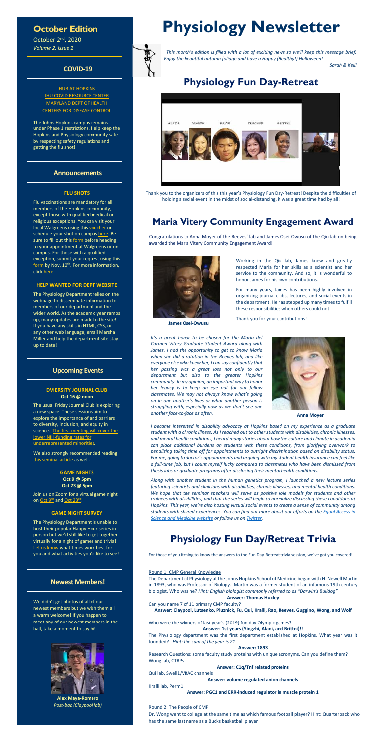# Physiology Newsletter

## October Edition

October 2nd, 2020
*Volume 2, Issue 2*

### COVID-19

HUB AT HOPKINS
JHU COVID RESOURCE CENTER
MARYLAND DEPT OF HEALTH
CENTERS FOR DISEASE CONTROL

The Johns Hopkins campus remains under Phase 1 restrictions. Help keep the Hopkins and Physiology community safe by respecting safety regulations and getting the flu shot!

### Announcements

#### FLU SHOTS

Flu vaccinations are mandatory for all members of the Hopkins community, except those with qualified medical or religious exceptions. You can visit your local Walgreens using this voucher or schedule your shot on campus here. Be sure to fill out this form before heading to your appointment at Walgreens or on campus. For those with a qualified exception, submit your request using this form by Nov. 10th. For more information, click here.

#### HELP WANTED FOR DEPT WEBSITE

The Physiology Department relies on the webpage to disseminate information to members of our department and the wider world. As the academic year ramps up, many updates are made to the site! If you have any skills in HTML, CSS, or any other web language, email Marsha Miller and help the department site stay up to date!

### Upcoming Events

#### DVIERSITY JOURNAL CLUB
**Oct 16 @ noon**

The usual Friday Journal Club is exploring a new space. These sessions aim to explore the importance of and barriers to diversity, inclusion, and equity in science. The first meeting will cover the lower NIH-funding rates for underrepresented minorities.

We also strongly recommended reading this seminal article as well.

#### GAME NIGHTS
**Oct 9 @ 5pm**
**Oct 23 @ 5pm**

Join us on Zoom for a virtual game night on Oct 9th and Oct 23rd!

#### GAME NIGHT SURVEY

The Physiology Department is unable to host their popular Happy Hour series in person but we'd still like to get together virtually for a night of games and trivia! Let us know what times work best for you and what activities you'd like to see!

### Newest Members!

We didn't get photos of all of our newest members but we wish them all a warm welcome! If you happen to meet any of our newest members in the hall, take a moment to say hi!

**Alex Maya-Romero**
*Post-bac (Claypool lab)*

---

*This month's edition is filled with a lot of exciting news so we'll keep this message brief. Enjoy the beautiful autumn foliage and have a Happy (Healthy!) Halloween!*

*Sarah & Kelli*

## Physiology Fun Day-Retreat

ALEXA YINGZHI KEVIN XUECHUN BRITTNI

Thank you to the organizers of this this year's Physiology Fun Day-Retreat! Despite the difficulties of holding a social event in the midst of social-distancing, it was a great time had by all!

## Maria Vitery Community Engagement Award

Congratulations to Anna Moyer of the Reeves' lab and James Osei-Owusu of the Qiu lab on being awarded the Maria Vitery Community Engagement Award!

**James Osei-Owusu**

Working in the Qiu lab, James knew and greatly respected Maria for her skills as a scientist and her service to the community. And so, it is wonderful to honor James for his own contributions.

For many years, James has been highly involved in organizing journal clubs, lectures, and social events in the department. He has stepped up many times to fulfill these responsibilities when others could not.

Thank you for your contributions!

*It's a great honor to be chosen for the Maria del Carmen Vitery Graduate Student Award along with James. I had the opportunity to get to know Maria when she did a rotation in the Reeves lab, and like everyone else who knew her, I can say confidently that her passing was a great loss not only to our department but also to the greater Hopkins community. In my opinion, an important way to honor her legacy is to keep an eye out for our fellow classmates. We may not always know what's going on in one another's lives or what another person is struggling with, especially now as we don't see one another face-to-face as often.*

**Anna Moyer**

*I became interested in disability advocacy at Hopkins based on my experience as a graduate student with a chronic illness. As I reached out to other students with disabilities, chronic illnesses, and mental health conditions, I heard many stories about how the culture and climate in academia can place additional burdens on students with these conditions, from glorifying overwork to penalizing taking time off for appointments to outright discrimination based on disability status. For me, going to doctor's appointments and arguing with my student health insurance can feel like a full-time job, but I count myself lucky compared to classmates who have been dismissed from thesis labs or graduate programs after disclosing their mental health conditions.*

*Along with another student in the human genetics program, I launched a new lecture series featuring scientists and clinicians with disabilities, chronic illnesses, and mental health conditions. We hope that the seminar speakers will serve as positive role models for students and other trainees with disabilities, and that the series will begin to normalize discussing these conditions at Hopkins. This year, we're also hosting virtual social events to create a sense of community among students with shared experiences. You can find out more about our efforts on the Equal Access in Science and Medicine website or follow us on Twitter.*

## Physiology Fun Day/Retreat Trivia

For those of you itching to know the answers to the Fun Day-Retreat trivia session, we've got you covered!

Round 1: CMP General Knowledge

The Department of Physiology at the Johns Hopkins School of Medicine began with H. Newell Martin in 1893, who was Professor of Biology. Martin was a former student of an infamous 19th century biologist. Who was he? *Hint: English biologist commonly referred to as "Darwin's Bulldog"*

**Answer: Thomas Huxley**

Can you name 7 of 11 primary CMP faculty?

**Answer: Claypool, Lutsenko, Pluznick, Fu, Qui, Kralli, Rao, Reeves, Guggino, Wong, and Wolf**

Who were the winners of last year's (2019) fun day Olympic games?

**Answer: 1st years (Yingzhi, Alani, and Brittni)!!**

The Physiology department was the first department established at Hopkins. What year was it founded? *Hint: the sum of the year is 21*

**Answer: 1893**

Research Questions: some faculty study proteins with unique acronyms. Can you define them?
Wong lab, CTRPs

**Answer: C1q/Tnf related proteins**

Qui lab, Swell1/VRAC channels

**Answer: volume regulated anion channels**

Kralli lab, Perm1

**Answer: PGC1 and ERR-induced regulator in muscle protein 1**

Round 2: The People of CMP

Dr. Wong went to college at the same time as which famous football player? Hint: Quarterback who has the same last name as a Bucks basketball player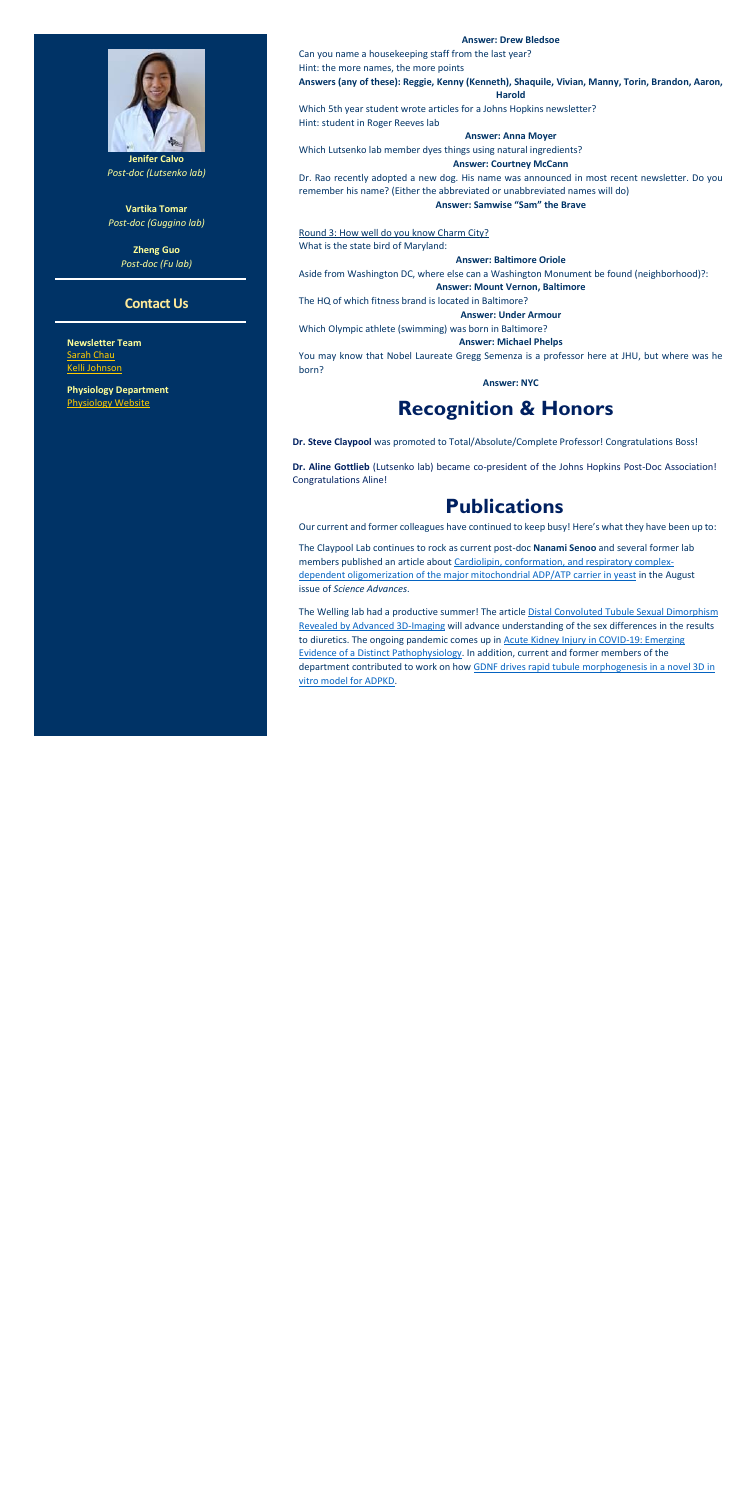**Jenifer Calvo**
*Post-doc (Lutsenko lab)*

**Vartika Tomar**
*Post-doc (Guggino lab)*

**Zheng Guo**
*Post-doc (Fu lab)*

## Contact Us

**Newsletter Team**
Sarah Chau
Kelli Johnson

**Physiology Department**
Physiology Website

**Answer: Drew Bledsoe**

Can you name a housekeeping staff from the last year?
Hint: the more names, the more points

**Answers (any of these): Reggie, Kenny (Kenneth), Shaquile, Vivian, Manny, Torin, Brandon, Aaron, Harold**

Which 5th year student wrote articles for a Johns Hopkins newsletter?
Hint: student in Roger Reeves lab

**Answer: Anna Moyer**

Which Lutsenko lab member dyes things using natural ingredients?

**Answer: Courtney McCann**

Dr. Rao recently adopted a new dog. His name was announced in most recent newsletter. Do you remember his name? (Either the abbreviated or unabbreviated names will do)

**Answer: Samwise "Sam" the Brave**

Round 3: How well do you know Charm City?

What is the state bird of Maryland:

**Answer: Baltimore Oriole**

Aside from Washington DC, where else can a Washington Monument be found (neighborhood)?:

**Answer: Mount Vernon, Baltimore**

The HQ of which fitness brand is located in Baltimore?

**Answer: Under Armour**

Which Olympic athlete (swimming) was born in Baltimore?

**Answer: Michael Phelps**

You may know that Nobel Laureate Gregg Semenza is a professor here at JHU, but where was he born?

**Answer: NYC**

# Recognition & Honors

**Dr. Steve Claypool** was promoted to Total/Absolute/Complete Professor! Congratulations Boss!

**Dr. Aline Gottlieb** (Lutsenko lab) became co-president of the Johns Hopkins Post-Doc Association! Congratulations Aline!

# Publications

Our current and former colleagues have continued to keep busy! Here's what they have been up to:

The Claypool Lab continues to rock as current post-doc **Nanami Senoo** and several former lab members published an article about Cardiolipin, conformation, and respiratory complex-dependent oligomerization of the major mitochondrial ADP/ATP carrier in yeast in the August issue of *Science Advances*.

The Welling lab had a productive summer! The article Distal Convoluted Tubule Sexual Dimorphism Revealed by Advanced 3D-Imaging will advance understanding of the sex differences in the results to diuretics. The ongoing pandemic comes up in Acute Kidney Injury in COVID-19: Emerging Evidence of a Distinct Pathophysiology. In addition, current and former members of the department contributed to work on how GDNF drives rapid tubule morphogenesis in a novel 3D in vitro model for ADPKD.